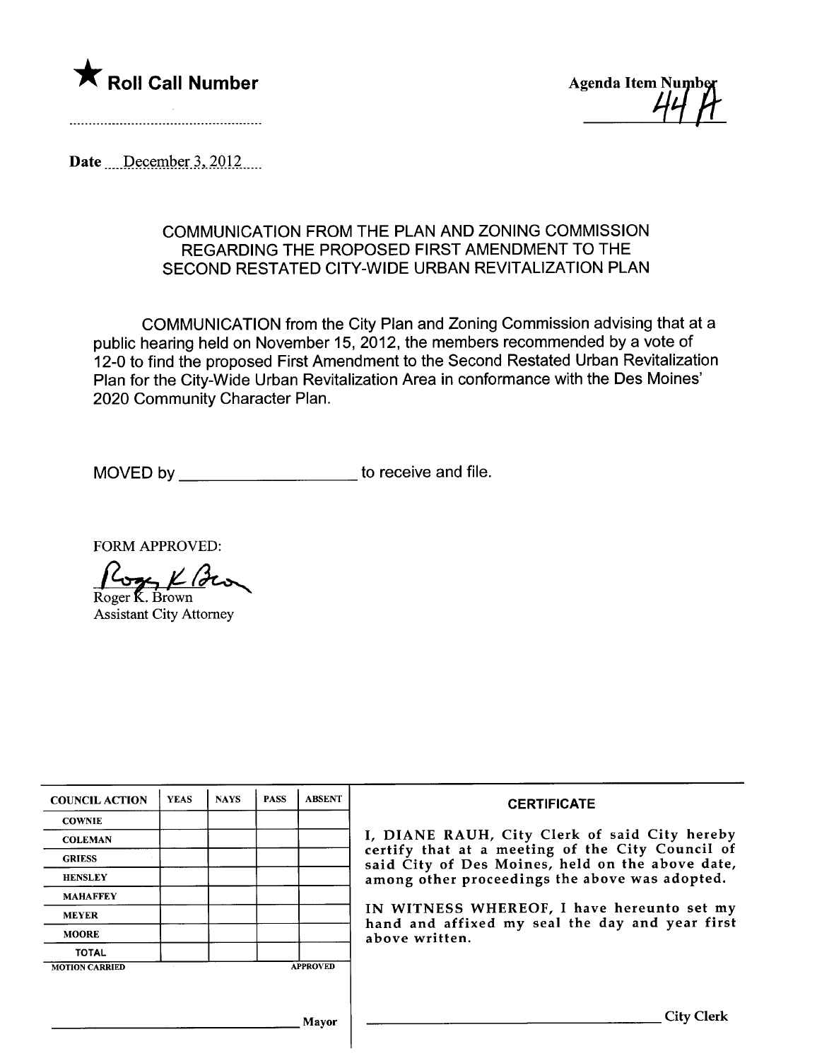★ **Roll Call Number**

..........................................................

Agenda Item Number
44 A

Date December 3, 2012

### COMMUNICATION FROM THE PLAN AND ZONING COMMISSION REGARDING THE PROPOSED FIRST AMENDMENT TO THE SECOND RESTATED CITY-WIDE URBAN REVITALIZATION PLAN

COMMUNICATION from the City Plan and Zoning Commission advising that at a public hearing held on November 15, 2012, the members recommended by a vote of 12-0 to find the proposed First Amendment to the Second Restated Urban Revitalization Plan for the City-Wide Urban Revitalization Area in conformance with the Des Moines' 2020 Community Character Plan.

MOVED by ____________________ to receive and file.

FORM APPROVED:

Roger K. Brown
Assistant City Attorney

| COUNCIL ACTION | YEAS | NAYS | PASS | ABSENT |
|---|---|---|---|---|
| COWNIE | | | | |
| COLEMAN | | | | |
| GRIESS | | | | |
| HENSLEY | | | | |
| MAHAFFEY | | | | |
| MEYER | | | | |
| MOORE | | | | |
| TOTAL | | | | |
| MOTION CARRIED | | | | APPROVED |

______________________________ Mayor

**CERTIFICATE**

I, DIANE RAUH, City Clerk of said City hereby certify that at a meeting of the City Council of said City of Des Moines, held on the above date, among other proceedings the above was adopted.

IN WITNESS WHEREOF, I have hereunto set my hand and affixed my seal the day and year first above written.

______________________________ City Clerk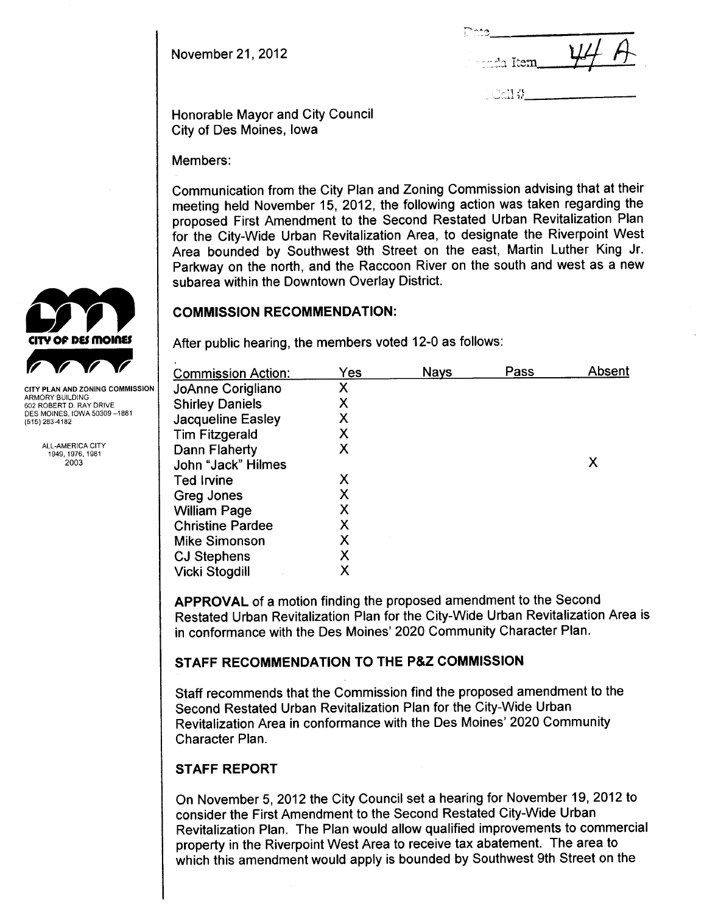November 21, 2012

Date\_\_\_\_\_\_\_\_\_\_\_\_\_\_

Agenda Item 44 A

Roll Call #\_\_\_\_\_\_\_\_\_\_\_\_\_\_

CITY OF DES MOINES

CITY PLAN AND ZONING COMMISSION
ARMORY BUILDING
602 ROBERT D. RAY DRIVE
DES MOINES, IOWA 50309 –1881
(515) 283-4182

ALL-AMERICA CITY
1949, 1976, 1981
2003

Honorable Mayor and City Council
City of Des Moines, Iowa

Members:

Communication from the City Plan and Zoning Commission advising that at their meeting held November 15, 2012, the following action was taken regarding the proposed First Amendment to the Second Restated Urban Revitalization Plan for the City-Wide Urban Revitalization Area, to designate the Riverpoint West Area bounded by Southwest 9th Street on the east, Martin Luther King Jr. Parkway on the north, and the Raccoon River on the south and west as a new subarea within the Downtown Overlay District.

## COMMISSION RECOMMENDATION:

After public hearing, the members voted 12-0 as follows:

| Commission Action: | Yes | Nays | Pass | Absent |
|---|---|---|---|---|
| JoAnne Corigliano | X | | | |
| Shirley Daniels | X | | | |
| Jacqueline Easley | X | | | |
| Tim Fitzgerald | X | | | |
| Dann Flaherty | X | | | |
| John "Jack" Hilmes | | | | X |
| Ted Irvine | X | | | |
| Greg Jones | X | | | |
| William Page | X | | | |
| Christine Pardee | X | | | |
| Mike Simonson | X | | | |
| CJ Stephens | X | | | |
| Vicki Stogdill | X | | | |

**APPROVAL** of a motion finding the proposed amendment to the Second Restated Urban Revitalization Plan for the City-Wide Urban Revitalization Area is in conformance with the Des Moines' 2020 Community Character Plan.

## STAFF RECOMMENDATION TO THE P&Z COMMISSION

Staff recommends that the Commission find the proposed amendment to the Second Restated Urban Revitalization Plan for the City-Wide Urban Revitalization Area in conformance with the Des Moines' 2020 Community Character Plan.

## STAFF REPORT

On November 5, 2012 the City Council set a hearing for November 19, 2012 to consider the First Amendment to the Second Restated City-Wide Urban Revitalization Plan. The Plan would allow qualified improvements to commercial property in the Riverpoint West Area to receive tax abatement. The area to which this amendment would apply is bounded by Southwest 9th Street on the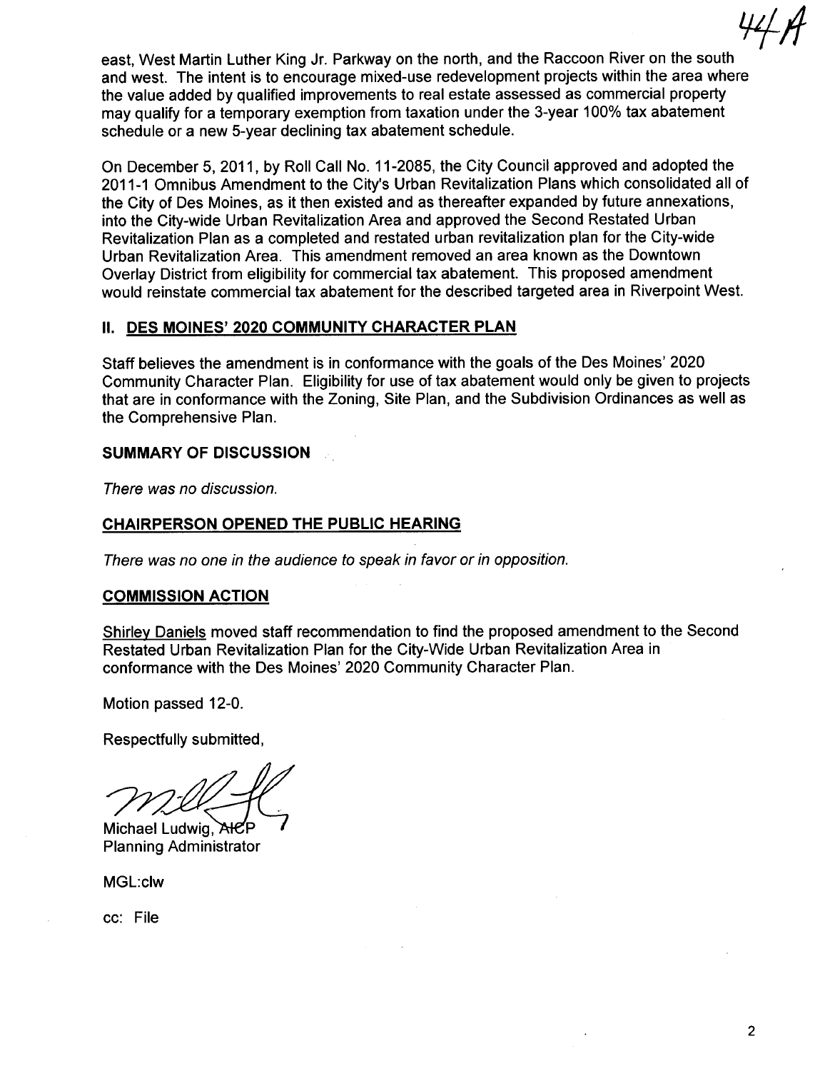44A

east, West Martin Luther King Jr. Parkway on the north, and the Raccoon River on the south and west. The intent is to encourage mixed-use redevelopment projects within the area where the value added by qualified improvements to real estate assessed as commercial property may qualify for a temporary exemption from taxation under the 3-year 100% tax abatement schedule or a new 5-year declining tax abatement schedule.

On December 5, 2011, by Roll Call No. 11-2085, the City Council approved and adopted the 2011-1 Omnibus Amendment to the City's Urban Revitalization Plans which consolidated all of the City of Des Moines, as it then existed and as thereafter expanded by future annexations, into the City-wide Urban Revitalization Area and approved the Second Restated Urban Revitalization Plan as a completed and restated urban revitalization plan for the City-wide Urban Revitalization Area. This amendment removed an area known as the Downtown Overlay District from eligibility for commercial tax abatement. This proposed amendment would reinstate commercial tax abatement for the described targeted area in Riverpoint West.

## II. DES MOINES' 2020 COMMUNITY CHARACTER PLAN

Staff believes the amendment is in conformance with the goals of the Des Moines' 2020 Community Character Plan. Eligibility for use of tax abatement would only be given to projects that are in conformance with the Zoning, Site Plan, and the Subdivision Ordinances as well as the Comprehensive Plan.

## SUMMARY OF DISCUSSION

*There was no discussion.*

## CHAIRPERSON OPENED THE PUBLIC HEARING

*There was no one in the audience to speak in favor or in opposition.*

## COMMISSION ACTION

Shirley Daniels moved staff recommendation to find the proposed amendment to the Second Restated Urban Revitalization Plan for the City-Wide Urban Revitalization Area in conformance with the Des Moines' 2020 Community Character Plan.

Motion passed 12-0.

Respectfully submitted,

Michael Ludwig, AICP
Planning Administrator

MGL:clw

cc: File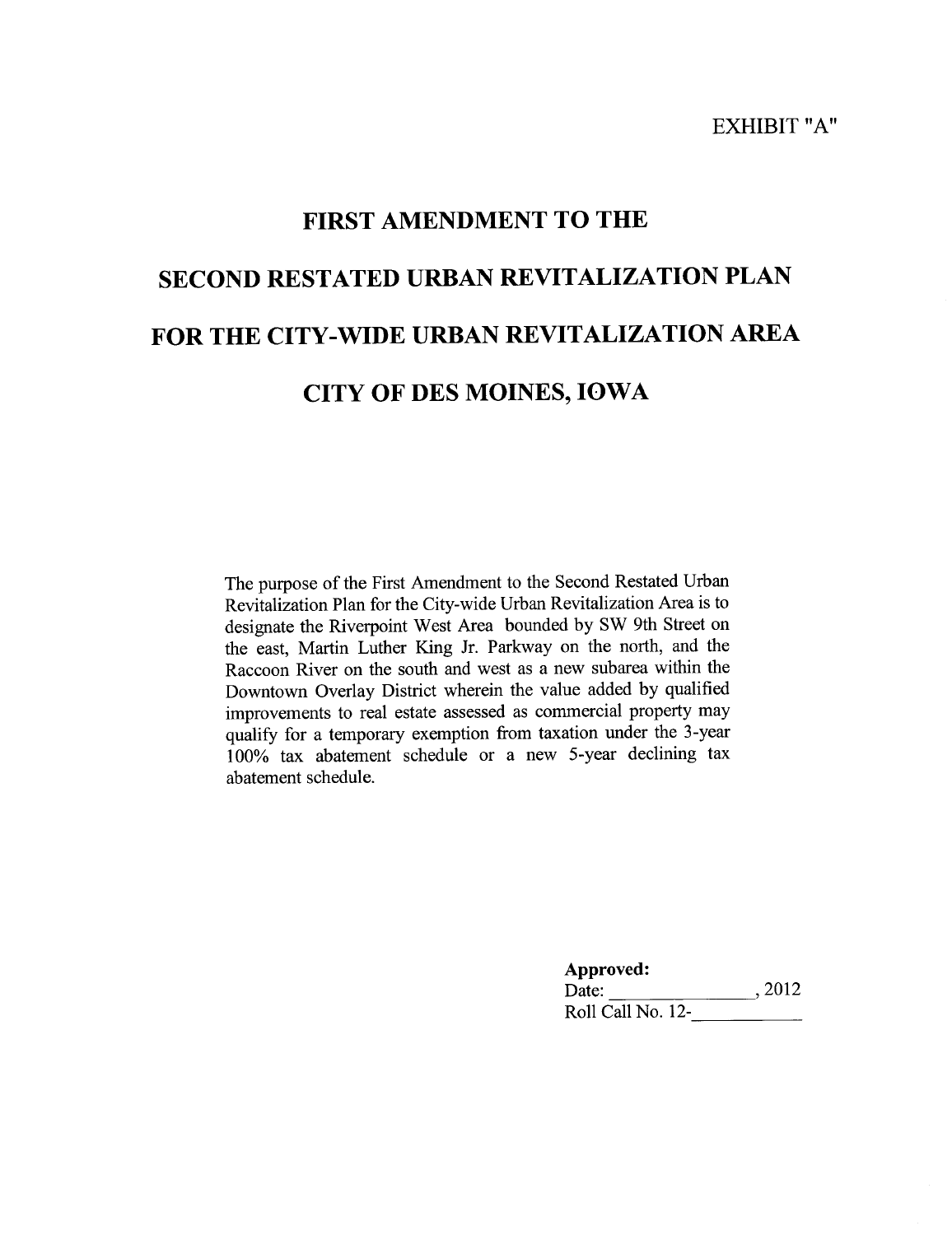EXHIBIT "A"

# FIRST AMENDMENT TO THE

# SECOND RESTATED URBAN REVITALIZATION PLAN

# FOR THE CITY-WIDE URBAN REVITALIZATION AREA

# CITY OF DES MOINES, IOWA

The purpose of the First Amendment to the Second Restated Urban Revitalization Plan for the City-wide Urban Revitalization Area is to designate the Riverpoint West Area bounded by SW 9th Street on the east, Martin Luther King Jr. Parkway on the north, and the Raccoon River on the south and west as a new subarea within the Downtown Overlay District wherein the value added by qualified improvements to real estate assessed as commercial property may qualify for a temporary exemption from taxation under the 3-year 100% tax abatement schedule or a new 5-year declining tax abatement schedule.

**Approved:**
Date: \_\_\_\_\_\_\_\_\_\_\_\_\_\_\_, 2012
Roll Call No. 12-\_\_\_\_\_\_\_\_\_\_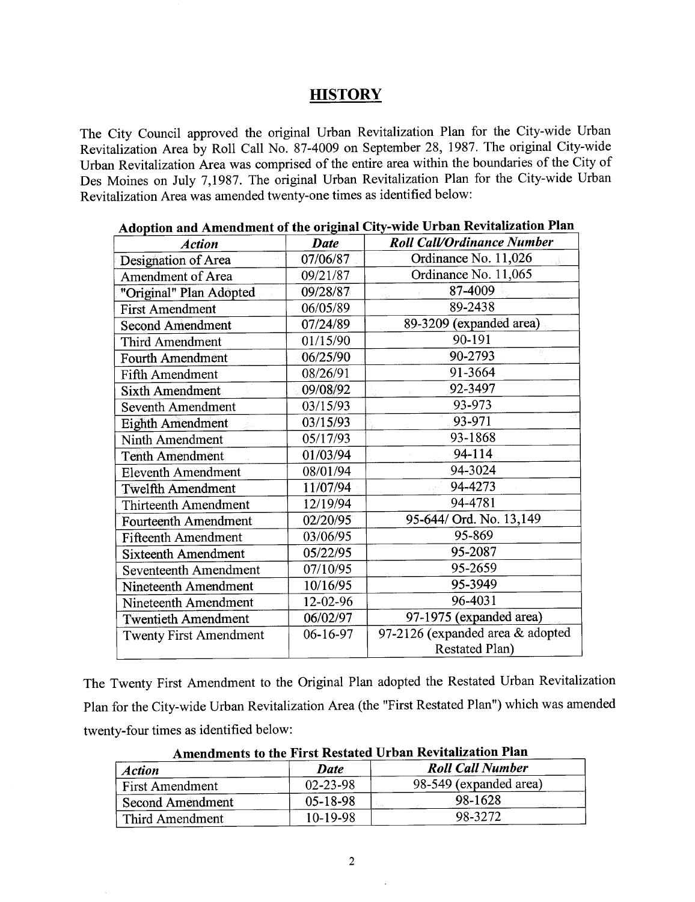# HISTORY

The City Council approved the original Urban Revitalization Plan for the City-wide Urban Revitalization Area by Roll Call No. 87-4009 on September 28, 1987. The original City-wide Urban Revitalization Area was comprised of the entire area within the boundaries of the City of Des Moines on July 7,1987. The original Urban Revitalization Plan for the City-wide Urban Revitalization Area was amended twenty-one times as identified below:

**Adoption and Amendment of the original City-wide Urban Revitalization Plan**

| *Action* | *Date* | *Roll Call/Ordinance Number* |
|---|---|---|
| Designation of Area | 07/06/87 | Ordinance No. 11,026 |
| Amendment of Area | 09/21/87 | Ordinance No. 11,065 |
| "Original" Plan Adopted | 09/28/87 | 87-4009 |
| First Amendment | 06/05/89 | 89-2438 |
| Second Amendment | 07/24/89 | 89-3209 (expanded area) |
| Third Amendment | 01/15/90 | 90-191 |
| Fourth Amendment | 06/25/90 | 90-2793 |
| Fifth Amendment | 08/26/91 | 91-3664 |
| Sixth Amendment | 09/08/92 | 92-3497 |
| Seventh Amendment | 03/15/93 | 93-973 |
| Eighth Amendment | 03/15/93 | 93-971 |
| Ninth Amendment | 05/17/93 | 93-1868 |
| Tenth Amendment | 01/03/94 | 94-114 |
| Eleventh Amendment | 08/01/94 | 94-3024 |
| Twelfth Amendment | 11/07/94 | 94-4273 |
| Thirteenth Amendment | 12/19/94 | 94-4781 |
| Fourteenth Amendment | 02/20/95 | 95-644/ Ord. No. 13,149 |
| Fifteenth Amendment | 03/06/95 | 95-869 |
| Sixteenth Amendment | 05/22/95 | 95-2087 |
| Seventeenth Amendment | 07/10/95 | 95-2659 |
| Nineteenth Amendment | 10/16/95 | 95-3949 |
| Nineteenth Amendment | 12-02-96 | 96-4031 |
| Twentieth Amendment | 06/02/97 | 97-1975 (expanded area) |
| Twenty First Amendment | 06-16-97 | 97-2126 (expanded area & adopted Restated Plan) |

The Twenty First Amendment to the Original Plan adopted the Restated Urban Revitalization Plan for the City-wide Urban Revitalization Area (the "First Restated Plan") which was amended twenty-four times as identified below:

**Amendments to the First Restated Urban Revitalization Plan**

| *Action* | *Date* | *Roll Call Number* |
|---|---|---|
| First Amendment | 02-23-98 | 98-549 (expanded area) |
| Second Amendment | 05-18-98 | 98-1628 |
| Third Amendment | 10-19-98 | 98-3272 |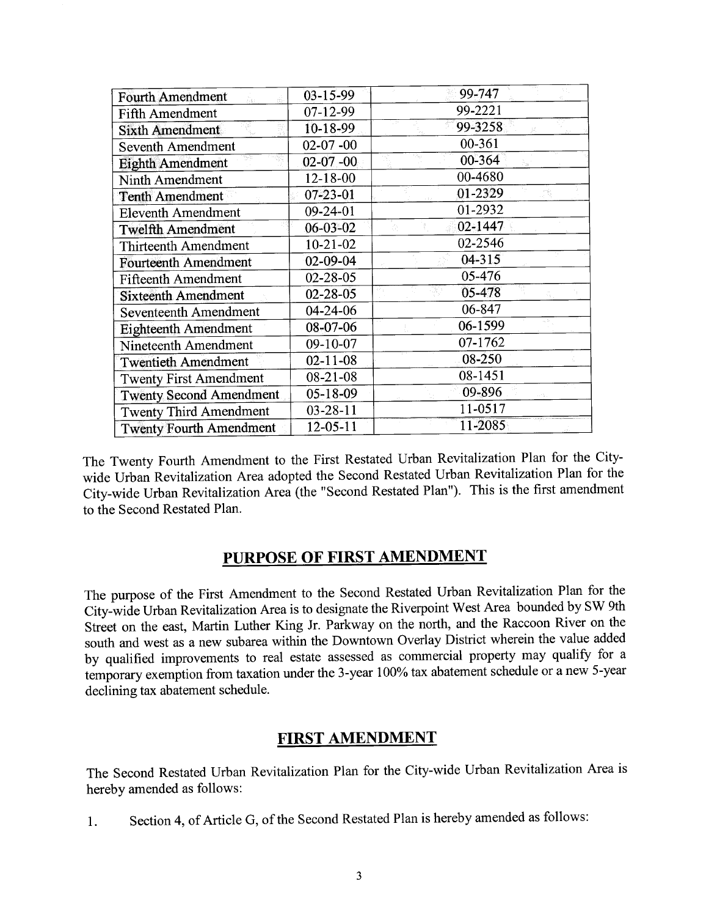| Fourth Amendment | 03-15-99 | 99-747 |
|---|---|---|
| Fifth Amendment | 07-12-99 | 99-2221 |
| Sixth Amendment | 10-18-99 | 99-3258 |
| Seventh Amendment | 02-07 -00 | 00-361 |
| Eighth Amendment | 02-07 -00 | 00-364 |
| Ninth Amendment | 12-18-00 | 00-4680 |
| Tenth Amendment | 07-23-01 | 01-2329 |
| Eleventh Amendment | 09-24-01 | 01-2932 |
| Twelfth Amendment | 06-03-02 | 02-1447 |
| Thirteenth Amendment | 10-21-02 | 02-2546 |
| Fourteenth Amendment | 02-09-04 | 04-315 |
| Fifteenth Amendment | 02-28-05 | 05-476 |
| Sixteenth Amendment | 02-28-05 | 05-478 |
| Seventeenth Amendment | 04-24-06 | 06-847 |
| Eighteenth Amendment | 08-07-06 | 06-1599 |
| Nineteenth Amendment | 09-10-07 | 07-1762 |
| Twentieth Amendment | 02-11-08 | 08-250 |
| Twenty First Amendment | 08-21-08 | 08-1451 |
| Twenty Second Amendment | 05-18-09 | 09-896 |
| Twenty Third Amendment | 03-28-11 | 11-0517 |
| Twenty Fourth Amendment | 12-05-11 | 11-2085 |

The Twenty Fourth Amendment to the First Restated Urban Revitalization Plan for the City-wide Urban Revitalization Area adopted the Second Restated Urban Revitalization Plan for the City-wide Urban Revitalization Area (the "Second Restated Plan"). This is the first amendment to the Second Restated Plan.

## PURPOSE OF FIRST AMENDMENT

The purpose of the First Amendment to the Second Restated Urban Revitalization Plan for the City-wide Urban Revitalization Area is to designate the Riverpoint West Area bounded by SW 9th Street on the east, Martin Luther King Jr. Parkway on the north, and the Raccoon River on the south and west as a new subarea within the Downtown Overlay District wherein the value added by qualified improvements to real estate assessed as commercial property may qualify for a temporary exemption from taxation under the 3-year 100% tax abatement schedule or a new 5-year declining tax abatement schedule.

## FIRST AMENDMENT

The Second Restated Urban Revitalization Plan for the City-wide Urban Revitalization Area is hereby amended as follows:

1. Section 4, of Article G, of the Second Restated Plan is hereby amended as follows: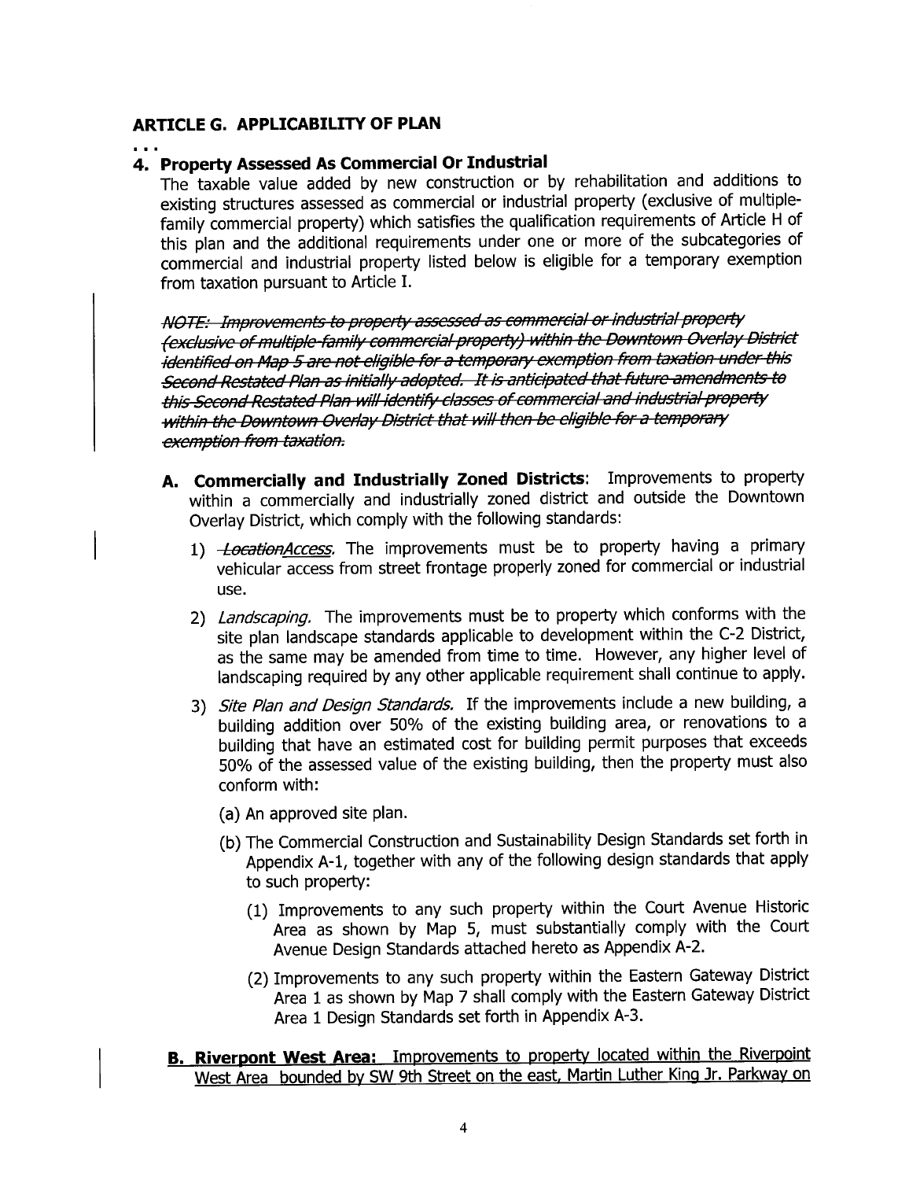## ARTICLE G. APPLICABILITY OF PLAN

. . .

### 4. Property Assessed As Commercial Or Industrial

The taxable value added by new construction or by rehabilitation and additions to existing structures assessed as commercial or industrial property (exclusive of multiple-family commercial property) which satisfies the qualification requirements of Article H of this plan and the additional requirements under one or more of the subcategories of commercial and industrial property listed below is eligible for a temporary exemption from taxation pursuant to Article I.

~~*NOTE: Improvements to property assessed as commercial or industrial property (exclusive of multiple-family commercial property) within the Downtown Overlay District identified on Map 5 are not eligible for a temporary exemption from taxation under this Second Restated Plan as initially adopted. It is anticipated that future amendments to this Second Restated Plan will identify classes of commercial and industrial property within the Downtown Overlay District that will then be eligible for a temporary exemption from taxation.*~~

**A. Commercially and Industrially Zoned Districts**: Improvements to property within a commercially and industrially zoned district and outside the Downtown Overlay District, which comply with the following standards:

1) ~~*Location*~~*Access*. The improvements must be to property having a primary vehicular access from street frontage properly zoned for commercial or industrial use.

2) *Landscaping.* The improvements must be to property which conforms with the site plan landscape standards applicable to development within the C-2 District, as the same may be amended from time to time. However, any higher level of landscaping required by any other applicable requirement shall continue to apply.

3) *Site Plan and Design Standards.* If the improvements include a new building, a building addition over 50% of the existing building area, or renovations to a building that have an estimated cost for building permit purposes that exceeds 50% of the assessed value of the existing building, then the property must also conform with:

   (a) An approved site plan.

   (b) The Commercial Construction and Sustainability Design Standards set forth in Appendix A-1, together with any of the following design standards that apply to such property:

      (1) Improvements to any such property within the Court Avenue Historic Area as shown by Map 5, must substantially comply with the Court Avenue Design Standards attached hereto as Appendix A-2.

      (2) Improvements to any such property within the Eastern Gateway District Area 1 as shown by Map 7 shall comply with the Eastern Gateway District Area 1 Design Standards set forth in Appendix A-3.

<u>**B. Riverpont West Area:**</u> <u>Improvements to property located within the Riverpoint West Area bounded by SW 9th Street on the east, Martin Luther King Jr. Parkway on</u>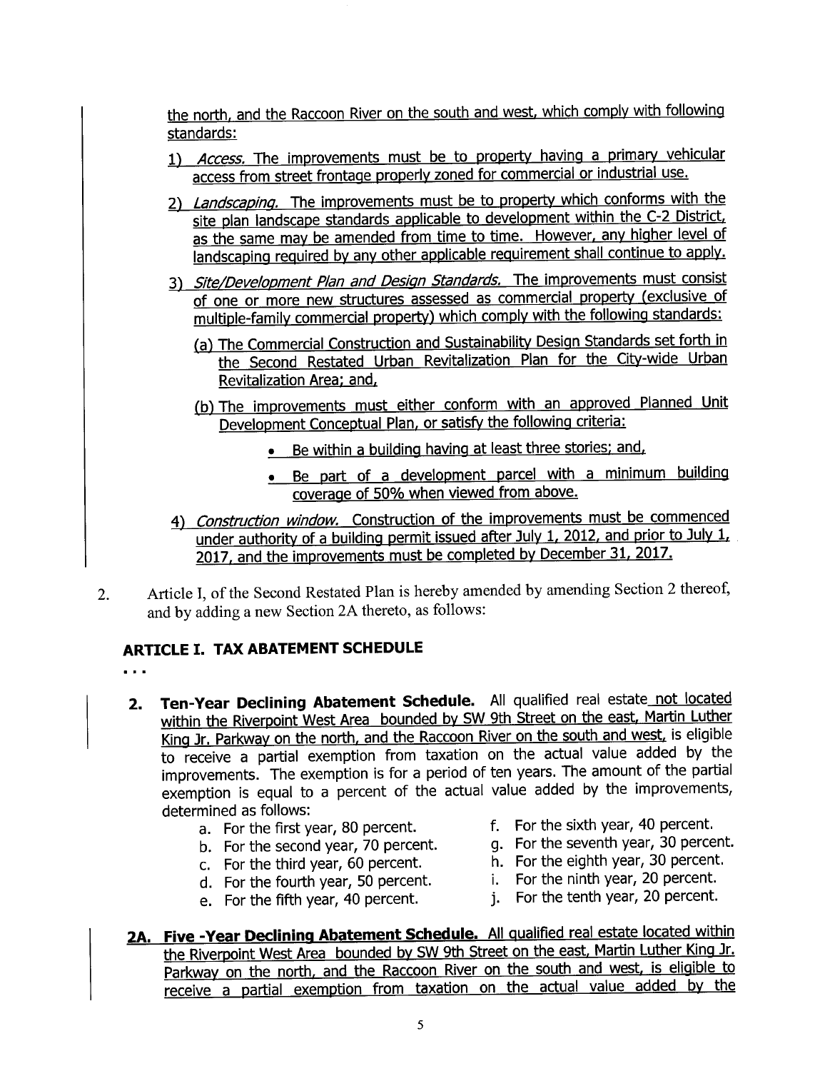the north, and the Raccoon River on the south and west, which comply with following standards:

1) *Access.* The improvements must be to property having a primary vehicular access from street frontage properly zoned for commercial or industrial use.

2) *Landscaping.* The improvements must be to property which conforms with the site plan landscape standards applicable to development within the C-2 District, as the same may be amended from time to time. However, any higher level of landscaping required by any other applicable requirement shall continue to apply.

3) *Site/Development Plan and Design Standards.* The improvements must consist of one or more new structures assessed as commercial property (exclusive of multiple-family commercial property) which comply with the following standards:

   (a) The Commercial Construction and Sustainability Design Standards set forth in the Second Restated Urban Revitalization Plan for the City-wide Urban Revitalization Area; and,

   (b) The improvements must either conform with an approved Planned Unit Development Conceptual Plan, or satisfy the following criteria:

   - Be within a building having at least three stories; and,
   - Be part of a development parcel with a minimum building coverage of 50% when viewed from above.

4) *Construction window.* Construction of the improvements must be commenced under authority of a building permit issued after July 1, 2012, and prior to July 1, 2017, and the improvements must be completed by December 31, 2017.

2. Article I, of the Second Restated Plan is hereby amended by amending Section 2 thereof, and by adding a new Section 2A thereto, as follows:

## ARTICLE I. TAX ABATEMENT SCHEDULE

. . .

**2. Ten-Year Declining Abatement Schedule.** All qualified real estate not located within the Riverpoint West Area bounded by SW 9th Street on the east, Martin Luther King Jr. Parkway on the north, and the Raccoon River on the south and west, is eligible to receive a partial exemption from taxation on the actual value added by the improvements. The exemption is for a period of ten years. The amount of the partial exemption is equal to a percent of the actual value added by the improvements, determined as follows:

a. For the first year, 80 percent.
b. For the second year, 70 percent.
c. For the third year, 60 percent.
d. For the fourth year, 50 percent.
e. For the fifth year, 40 percent.
f. For the sixth year, 40 percent.
g. For the seventh year, 30 percent.
h. For the eighth year, 30 percent.
i. For the ninth year, 20 percent.
j. For the tenth year, 20 percent.

**2A. Five -Year Declining Abatement Schedule.** All qualified real estate located within the Riverpoint West Area bounded by SW 9th Street on the east, Martin Luther King Jr. Parkway on the north, and the Raccoon River on the south and west, is eligible to receive a partial exemption from taxation on the actual value added by the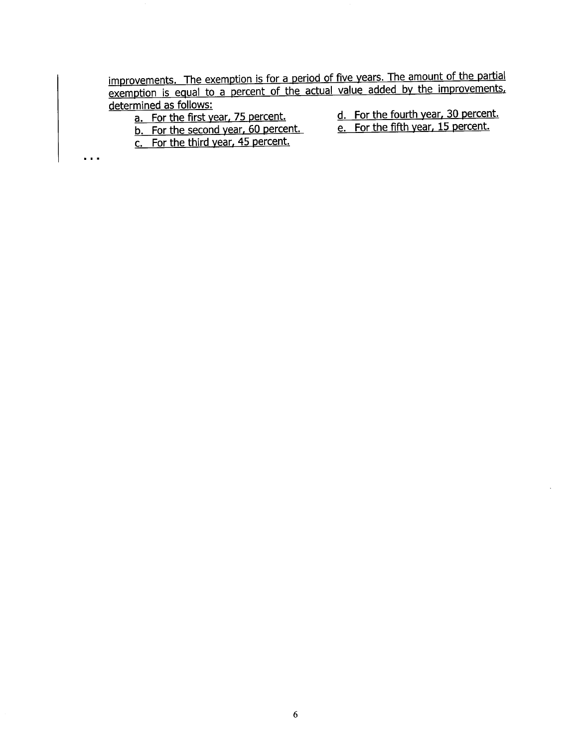improvements. The exemption is for a period of five years. The amount of the partial exemption is equal to a percent of the actual value added by the improvements, determined as follows:

a. For the first year, 75 percent.

b. For the second year, 60 percent.

c. For the third year, 45 percent.

d. For the fourth year, 30 percent.

e. For the fifth year, 15 percent.

. . .